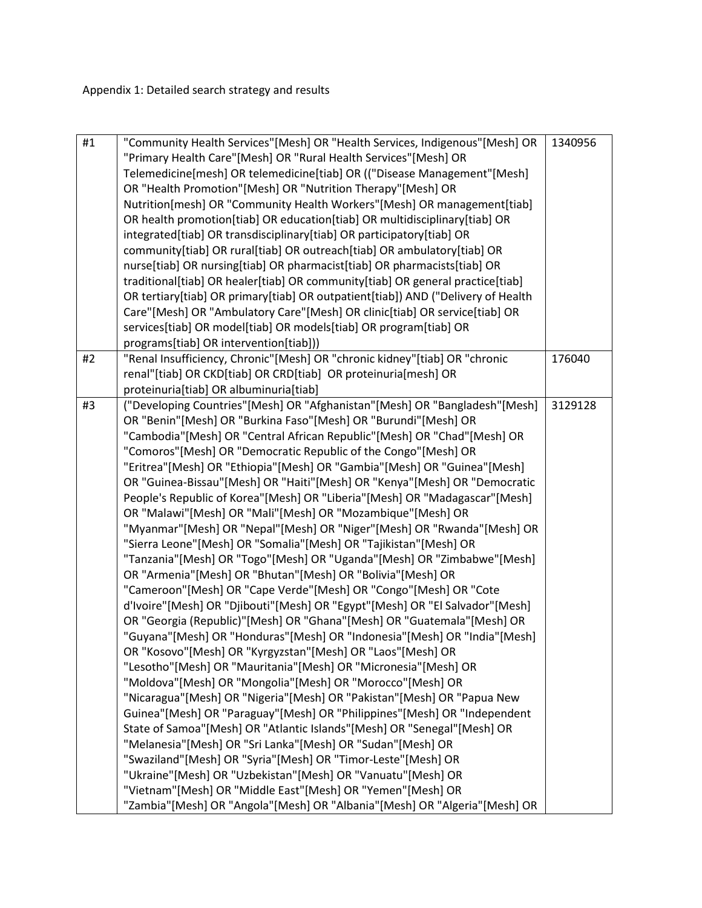Appendix 1: Detailed search strategy and results

| | | |
|---|---|---|
| #1 | "Community Health Services"[Mesh] OR "Health Services, Indigenous"[Mesh] OR "Primary Health Care"[Mesh] OR "Rural Health Services"[Mesh] OR Telemedicine[mesh] OR telemedicine[tiab] OR (("Disease Management"[Mesh] OR "Health Promotion"[Mesh] OR "Nutrition Therapy"[Mesh] OR Nutrition[mesh] OR "Community Health Workers"[Mesh] OR management[tiab] OR health promotion[tiab] OR education[tiab] OR multidisciplinary[tiab] OR integrated[tiab] OR transdisciplinary[tiab] OR participatory[tiab] OR community[tiab] OR rural[tiab] OR outreach[tiab] OR ambulatory[tiab] OR nurse[tiab] OR nursing[tiab] OR pharmacist[tiab] OR pharmacists[tiab] OR traditional[tiab] OR healer[tiab] OR community[tiab] OR general practice[tiab] OR tertiary[tiab] OR primary[tiab] OR outpatient[tiab]) AND ("Delivery of Health Care"[Mesh] OR "Ambulatory Care"[Mesh] OR clinic[tiab] OR service[tiab] OR services[tiab] OR model[tiab] OR models[tiab] OR program[tiab] OR programs[tiab] OR intervention[tiab])) | 1340956 |
| #2 | "Renal Insufficiency, Chronic"[Mesh] OR "chronic kidney"[tiab] OR "chronic renal"[tiab] OR CKD[tiab] OR CRD[tiab] OR proteinuria[mesh] OR proteinuria[tiab] OR albuminuria[tiab] | 176040 |
| #3 | ("Developing Countries"[Mesh] OR "Afghanistan"[Mesh] OR "Bangladesh"[Mesh] OR "Benin"[Mesh] OR "Burkina Faso"[Mesh] OR "Burundi"[Mesh] OR "Cambodia"[Mesh] OR "Central African Republic"[Mesh] OR "Chad"[Mesh] OR "Comoros"[Mesh] OR "Democratic Republic of the Congo"[Mesh] OR "Eritrea"[Mesh] OR "Ethiopia"[Mesh] OR "Gambia"[Mesh] OR "Guinea"[Mesh] OR "Guinea-Bissau"[Mesh] OR "Haiti"[Mesh] OR "Kenya"[Mesh] OR "Democratic People's Republic of Korea"[Mesh] OR "Liberia"[Mesh] OR "Madagascar"[Mesh] OR "Malawi"[Mesh] OR "Mali"[Mesh] OR "Mozambique"[Mesh] OR "Myanmar"[Mesh] OR "Nepal"[Mesh] OR "Niger"[Mesh] OR "Rwanda"[Mesh] OR "Sierra Leone"[Mesh] OR "Somalia"[Mesh] OR "Tajikistan"[Mesh] OR "Tanzania"[Mesh] OR "Togo"[Mesh] OR "Uganda"[Mesh] OR "Zimbabwe"[Mesh] OR "Armenia"[Mesh] OR "Bhutan"[Mesh] OR "Bolivia"[Mesh] OR "Cameroon"[Mesh] OR "Cape Verde"[Mesh] OR "Congo"[Mesh] OR "Cote d'Ivoire"[Mesh] OR "Djibouti"[Mesh] OR "Egypt"[Mesh] OR "El Salvador"[Mesh] OR "Georgia (Republic)"[Mesh] OR "Ghana"[Mesh] OR "Guatemala"[Mesh] OR "Guyana"[Mesh] OR "Honduras"[Mesh] OR "Indonesia"[Mesh] OR "India"[Mesh] OR "Kosovo"[Mesh] OR "Kyrgyzstan"[Mesh] OR "Laos"[Mesh] OR "Lesotho"[Mesh] OR "Mauritania"[Mesh] OR "Micronesia"[Mesh] OR "Moldova"[Mesh] OR "Mongolia"[Mesh] OR "Morocco"[Mesh] OR "Nicaragua"[Mesh] OR "Nigeria"[Mesh] OR "Pakistan"[Mesh] OR "Papua New Guinea"[Mesh] OR "Paraguay"[Mesh] OR "Philippines"[Mesh] OR "Independent State of Samoa"[Mesh] OR "Atlantic Islands"[Mesh] OR "Senegal"[Mesh] OR "Melanesia"[Mesh] OR "Sri Lanka"[Mesh] OR "Sudan"[Mesh] OR "Swaziland"[Mesh] OR "Syria"[Mesh] OR "Timor-Leste"[Mesh] OR "Ukraine"[Mesh] OR "Uzbekistan"[Mesh] OR "Vanuatu"[Mesh] OR "Vietnam"[Mesh] OR "Middle East"[Mesh] OR "Yemen"[Mesh] OR "Zambia"[Mesh] OR "Angola"[Mesh] OR "Albania"[Mesh] OR "Algeria"[Mesh] OR | 3129128 |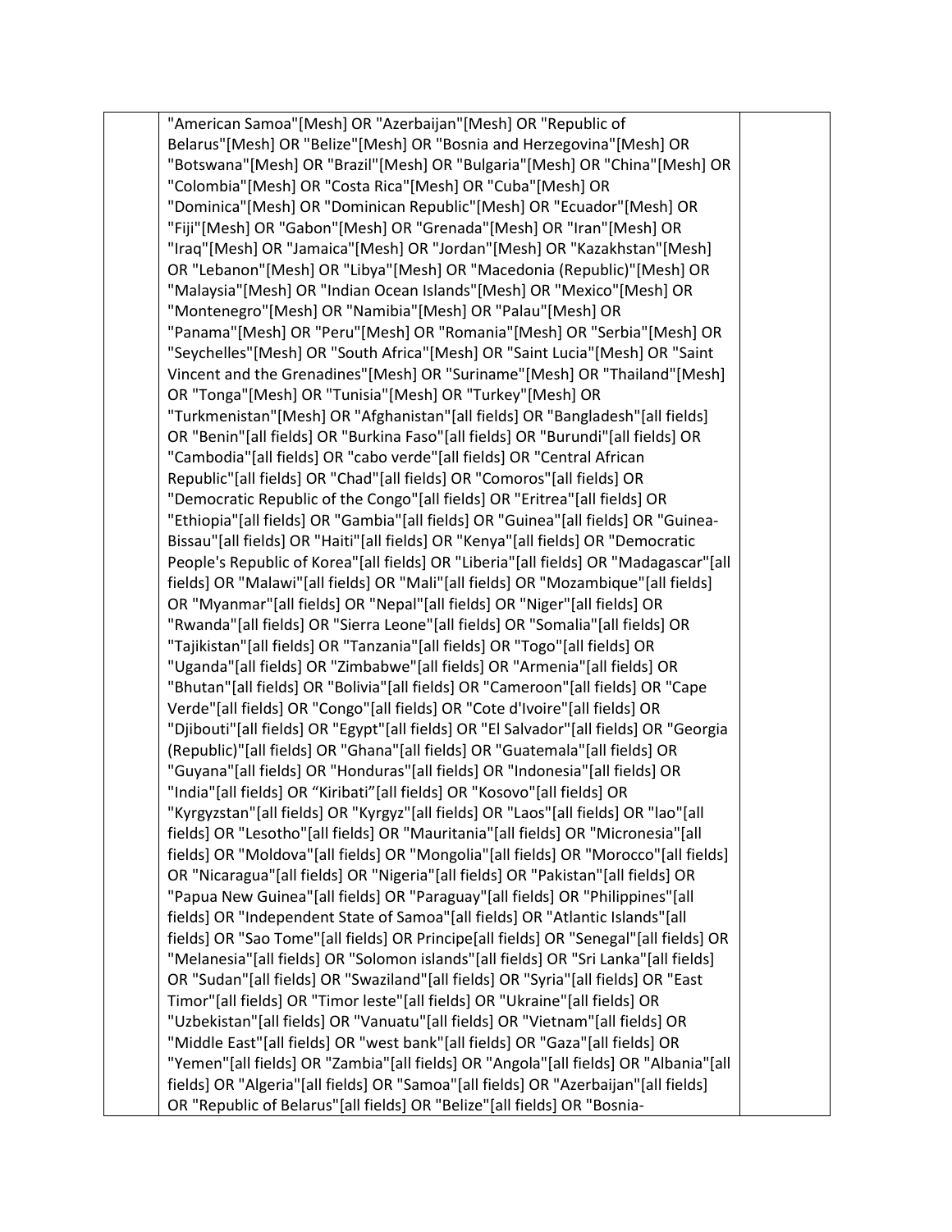|  | "American Samoa"[Mesh] OR "Azerbaijan"[Mesh] OR "Republic of Belarus"[Mesh] OR "Belize"[Mesh] OR "Bosnia and Herzegovina"[Mesh] OR "Botswana"[Mesh] OR "Brazil"[Mesh] OR "Bulgaria"[Mesh] OR "China"[Mesh] OR "Colombia"[Mesh] OR "Costa Rica"[Mesh] OR "Cuba"[Mesh] OR "Dominica"[Mesh] OR "Dominican Republic"[Mesh] OR "Ecuador"[Mesh] OR "Fiji"[Mesh] OR "Gabon"[Mesh] OR "Grenada"[Mesh] OR "Iran"[Mesh] OR "Iraq"[Mesh] OR "Jamaica"[Mesh] OR "Jordan"[Mesh] OR "Kazakhstan"[Mesh] OR "Lebanon"[Mesh] OR "Libya"[Mesh] OR "Macedonia (Republic)"[Mesh] OR "Malaysia"[Mesh] OR "Indian Ocean Islands"[Mesh] OR "Mexico"[Mesh] OR "Montenegro"[Mesh] OR "Namibia"[Mesh] OR "Palau"[Mesh] OR "Panama"[Mesh] OR "Peru"[Mesh] OR "Romania"[Mesh] OR "Serbia"[Mesh] OR "Seychelles"[Mesh] OR "South Africa"[Mesh] OR "Saint Lucia"[Mesh] OR "Saint Vincent and the Grenadines"[Mesh] OR "Suriname"[Mesh] OR "Thailand"[Mesh] OR "Tonga"[Mesh] OR "Tunisia"[Mesh] OR "Turkey"[Mesh] OR "Turkmenistan"[Mesh] OR "Afghanistan"[all fields] OR "Bangladesh"[all fields] OR "Benin"[all fields] OR "Burkina Faso"[all fields] OR "Burundi"[all fields] OR "Cambodia"[all fields] OR "cabo verde"[all fields] OR "Central African Republic"[all fields] OR "Chad"[all fields] OR "Comoros"[all fields] OR "Democratic Republic of the Congo"[all fields] OR "Eritrea"[all fields] OR "Ethiopia"[all fields] OR "Gambia"[all fields] OR "Guinea"[all fields] OR "Guinea-Bissau"[all fields] OR "Haiti"[all fields] OR "Kenya"[all fields] OR "Democratic People's Republic of Korea"[all fields] OR "Liberia"[all fields] OR "Madagascar"[all fields] OR "Malawi"[all fields] OR "Mali"[all fields] OR "Mozambique"[all fields] OR "Myanmar"[all fields] OR "Nepal"[all fields] OR "Niger"[all fields] OR "Rwanda"[all fields] OR "Sierra Leone"[all fields] OR "Somalia"[all fields] OR "Tajikistan"[all fields] OR "Tanzania"[all fields] OR "Togo"[all fields] OR "Uganda"[all fields] OR "Zimbabwe"[all fields] OR "Armenia"[all fields] OR "Bhutan"[all fields] OR "Bolivia"[all fields] OR "Cameroon"[all fields] OR "Cape Verde"[all fields] OR "Congo"[all fields] OR "Cote d'Ivoire"[all fields] OR "Djibouti"[all fields] OR "Egypt"[all fields] OR "El Salvador"[all fields] OR "Georgia (Republic)"[all fields] OR "Ghana"[all fields] OR "Guatemala"[all fields] OR "Guyana"[all fields] OR "Honduras"[all fields] OR "Indonesia"[all fields] OR "India"[all fields] OR "Kiribati"[all fields] OR "Kosovo"[all fields] OR "Kyrgyzstan"[all fields] OR "Kyrgyz"[all fields] OR "Laos"[all fields] OR "lao"[all fields] OR "Lesotho"[all fields] OR "Mauritania"[all fields] OR "Micronesia"[all fields] OR "Moldova"[all fields] OR "Mongolia"[all fields] OR "Morocco"[all fields] OR "Nicaragua"[all fields] OR "Nigeria"[all fields] OR "Pakistan"[all fields] OR "Papua New Guinea"[all fields] OR "Paraguay"[all fields] OR "Philippines"[all fields] OR "Independent State of Samoa"[all fields] OR "Atlantic Islands"[all fields] OR "Sao Tome"[all fields] OR Principe[all fields] OR "Senegal"[all fields] OR "Melanesia"[all fields] OR "Solomon islands"[all fields] OR "Sri Lanka"[all fields] OR "Sudan"[all fields] OR "Swaziland"[all fields] OR "Syria"[all fields] OR "East Timor"[all fields] OR "Timor leste"[all fields] OR "Ukraine"[all fields] OR "Uzbekistan"[all fields] OR "Vanuatu"[all fields] OR "Vietnam"[all fields] OR "Middle East"[all fields] OR "west bank"[all fields] OR "Gaza"[all fields] OR "Yemen"[all fields] OR "Zambia"[all fields] OR "Angola"[all fields] OR "Albania"[all fields] OR "Algeria"[all fields] OR "Samoa"[all fields] OR "Azerbaijan"[all fields] OR "Republic of Belarus"[all fields] OR "Belize"[all fields] OR "Bosnia- |  |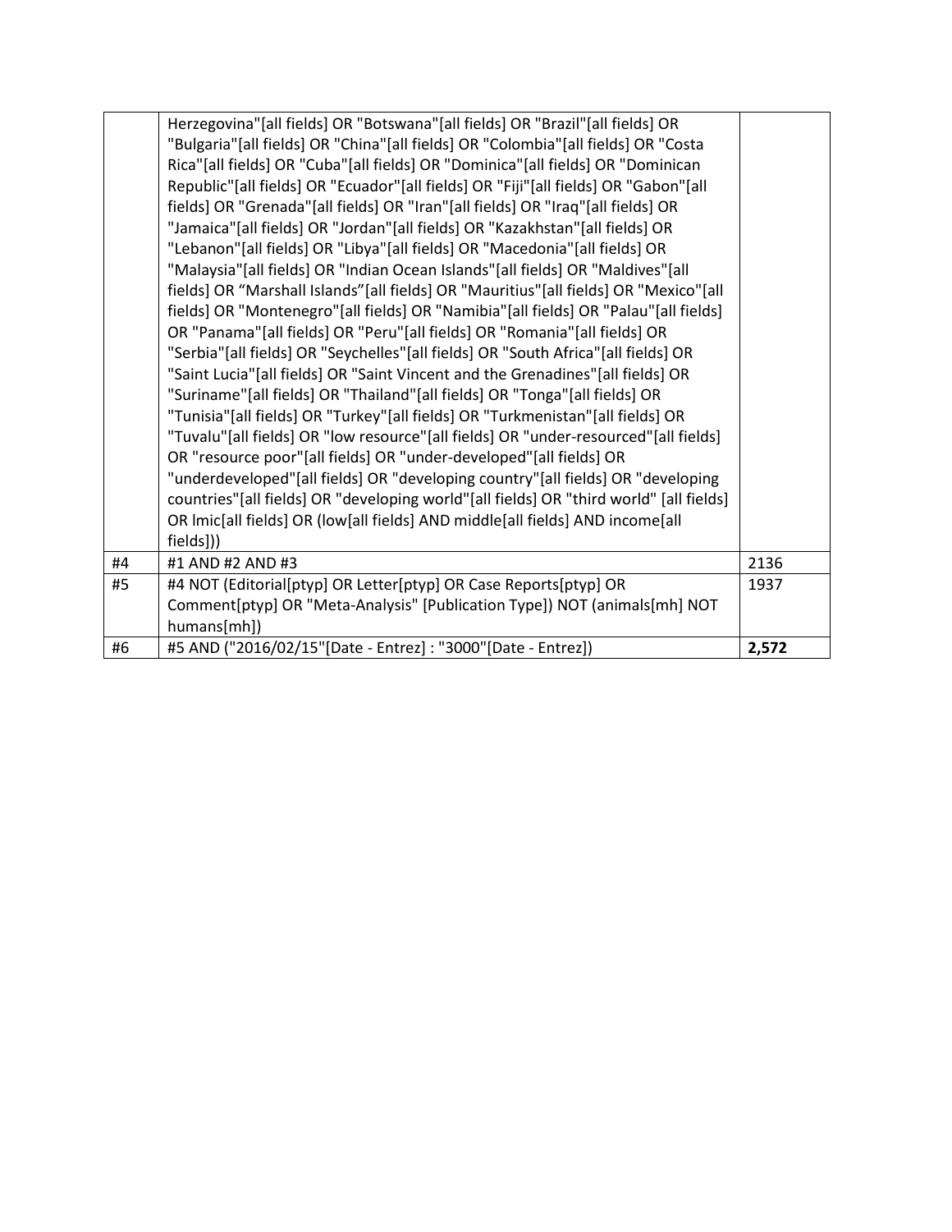|  |  |  |
| --- | --- | --- |
|  | Herzegovina"[all fields] OR "Botswana"[all fields] OR "Brazil"[all fields] OR "Bulgaria"[all fields] OR "China"[all fields] OR "Colombia"[all fields] OR "Costa Rica"[all fields] OR "Cuba"[all fields] OR "Dominica"[all fields] OR "Dominican Republic"[all fields] OR "Ecuador"[all fields] OR "Fiji"[all fields] OR "Gabon"[all fields] OR "Grenada"[all fields] OR "Iran"[all fields] OR "Iraq"[all fields] OR "Jamaica"[all fields] OR "Jordan"[all fields] OR "Kazakhstan"[all fields] OR "Lebanon"[all fields] OR "Libya"[all fields] OR "Macedonia"[all fields] OR "Malaysia"[all fields] OR "Indian Ocean Islands"[all fields] OR "Maldives"[all fields] OR “Marshall Islands”[all fields] OR "Mauritius"[all fields] OR "Mexico"[all fields] OR "Montenegro"[all fields] OR "Namibia"[all fields] OR "Palau"[all fields] OR "Panama"[all fields] OR "Peru"[all fields] OR "Romania"[all fields] OR "Serbia"[all fields] OR "Seychelles"[all fields] OR "South Africa"[all fields] OR "Saint Lucia"[all fields] OR "Saint Vincent and the Grenadines"[all fields] OR "Suriname"[all fields] OR "Thailand"[all fields] OR "Tonga"[all fields] OR "Tunisia"[all fields] OR "Turkey"[all fields] OR "Turkmenistan"[all fields] OR "Tuvalu"[all fields] OR "low resource"[all fields] OR "under-resourced"[all fields] OR "resource poor"[all fields] OR "under-developed"[all fields] OR "underdeveloped"[all fields] OR "developing country"[all fields] OR "developing countries"[all fields] OR "developing world"[all fields] OR "third world" [all fields] OR lmic[all fields] OR (low[all fields] AND middle[all fields] AND income[all fields])) |  |
| #4 | #1 AND #2 AND #3 | 2136 |
| #5 | #4 NOT (Editorial[ptyp] OR Letter[ptyp] OR Case Reports[ptyp] OR Comment[ptyp] OR "Meta-Analysis" [Publication Type]) NOT (animals[mh] NOT humans[mh]) | 1937 |
| #6 | #5 AND ("2016/02/15"[Date - Entrez] : "3000"[Date - Entrez]) | **2,572** |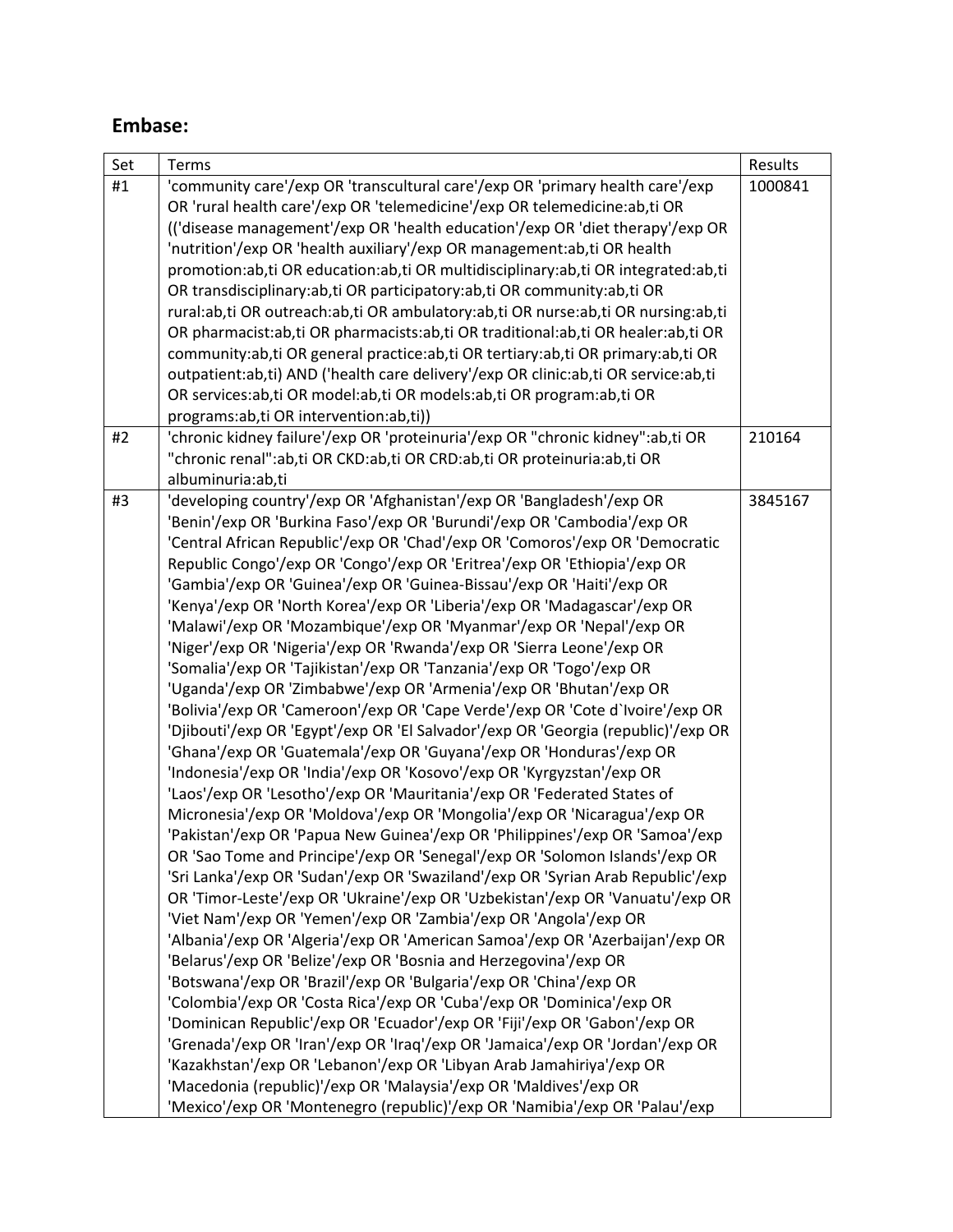## Embase:

| Set | Terms | Results |
|---|---|---|
| #1 | 'community care'/exp OR 'transcultural care'/exp OR 'primary health care'/exp OR 'rural health care'/exp OR 'telemedicine'/exp OR telemedicine:ab,ti OR (('disease management'/exp OR 'health education'/exp OR 'diet therapy'/exp OR 'nutrition'/exp OR 'health auxiliary'/exp OR management:ab,ti OR health promotion:ab,ti OR education:ab,ti OR multidisciplinary:ab,ti OR integrated:ab,ti OR transdisciplinary:ab,ti OR participatory:ab,ti OR community:ab,ti OR rural:ab,ti OR outreach:ab,ti OR ambulatory:ab,ti OR nurse:ab,ti OR nursing:ab,ti OR pharmacist:ab,ti OR pharmacists:ab,ti OR traditional:ab,ti OR healer:ab,ti OR community:ab,ti OR general practice:ab,ti OR tertiary:ab,ti OR primary:ab,ti OR outpatient:ab,ti) AND ('health care delivery'/exp OR clinic:ab,ti OR service:ab,ti OR services:ab,ti OR model:ab,ti OR models:ab,ti OR program:ab,ti OR programs:ab,ti OR intervention:ab,ti)) | 1000841 |
| #2 | 'chronic kidney failure'/exp OR 'proteinuria'/exp OR "chronic kidney":ab,ti OR "chronic renal":ab,ti OR CKD:ab,ti OR CRD:ab,ti OR proteinuria:ab,ti OR albuminuria:ab,ti | 210164 |
| #3 | 'developing country'/exp OR 'Afghanistan'/exp OR 'Bangladesh'/exp OR 'Benin'/exp OR 'Burkina Faso'/exp OR 'Burundi'/exp OR 'Cambodia'/exp OR 'Central African Republic'/exp OR 'Chad'/exp OR 'Comoros'/exp OR 'Democratic Republic Congo'/exp OR 'Congo'/exp OR 'Eritrea'/exp OR 'Ethiopia'/exp OR 'Gambia'/exp OR 'Guinea'/exp OR 'Guinea-Bissau'/exp OR 'Haiti'/exp OR 'Kenya'/exp OR 'North Korea'/exp OR 'Liberia'/exp OR 'Madagascar'/exp OR 'Malawi'/exp OR 'Mozambique'/exp OR 'Myanmar'/exp OR 'Nepal'/exp OR 'Niger'/exp OR 'Nigeria'/exp OR 'Rwanda'/exp OR 'Sierra Leone'/exp OR 'Somalia'/exp OR 'Tajikistan'/exp OR 'Tanzania'/exp OR 'Togo'/exp OR 'Uganda'/exp OR 'Zimbabwe'/exp OR 'Armenia'/exp OR 'Bhutan'/exp OR 'Bolivia'/exp OR 'Cameroon'/exp OR 'Cape Verde'/exp OR 'Cote d`Ivoire'/exp OR 'Djibouti'/exp OR 'Egypt'/exp OR 'El Salvador'/exp OR 'Georgia (republic)'/exp OR 'Ghana'/exp OR 'Guatemala'/exp OR 'Guyana'/exp OR 'Honduras'/exp OR 'Indonesia'/exp OR 'India'/exp OR 'Kosovo'/exp OR 'Kyrgyzstan'/exp OR 'Laos'/exp OR 'Lesotho'/exp OR 'Mauritania'/exp OR 'Federated States of Micronesia'/exp OR 'Moldova'/exp OR 'Mongolia'/exp OR 'Nicaragua'/exp OR 'Pakistan'/exp OR 'Papua New Guinea'/exp OR 'Philippines'/exp OR 'Samoa'/exp OR 'Sao Tome and Principe'/exp OR 'Senegal'/exp OR 'Solomon Islands'/exp OR 'Sri Lanka'/exp OR 'Sudan'/exp OR 'Swaziland'/exp OR 'Syrian Arab Republic'/exp OR 'Timor-Leste'/exp OR 'Ukraine'/exp OR 'Uzbekistan'/exp OR 'Vanuatu'/exp OR 'Viet Nam'/exp OR 'Yemen'/exp OR 'Zambia'/exp OR 'Angola'/exp OR 'Albania'/exp OR 'Algeria'/exp OR 'American Samoa'/exp OR 'Azerbaijan'/exp OR 'Belarus'/exp OR 'Belize'/exp OR 'Bosnia and Herzegovina'/exp OR 'Botswana'/exp OR 'Brazil'/exp OR 'Bulgaria'/exp OR 'China'/exp OR 'Colombia'/exp OR 'Costa Rica'/exp OR 'Cuba'/exp OR 'Dominica'/exp OR 'Dominican Republic'/exp OR 'Ecuador'/exp OR 'Fiji'/exp OR 'Gabon'/exp OR 'Grenada'/exp OR 'Iran'/exp OR 'Iraq'/exp OR 'Jamaica'/exp OR 'Jordan'/exp OR 'Kazakhstan'/exp OR 'Lebanon'/exp OR 'Libyan Arab Jamahiriya'/exp OR 'Macedonia (republic)'/exp OR 'Malaysia'/exp OR 'Maldives'/exp OR 'Mexico'/exp OR 'Montenegro (republic)'/exp OR 'Namibia'/exp OR 'Palau'/exp | 3845167 |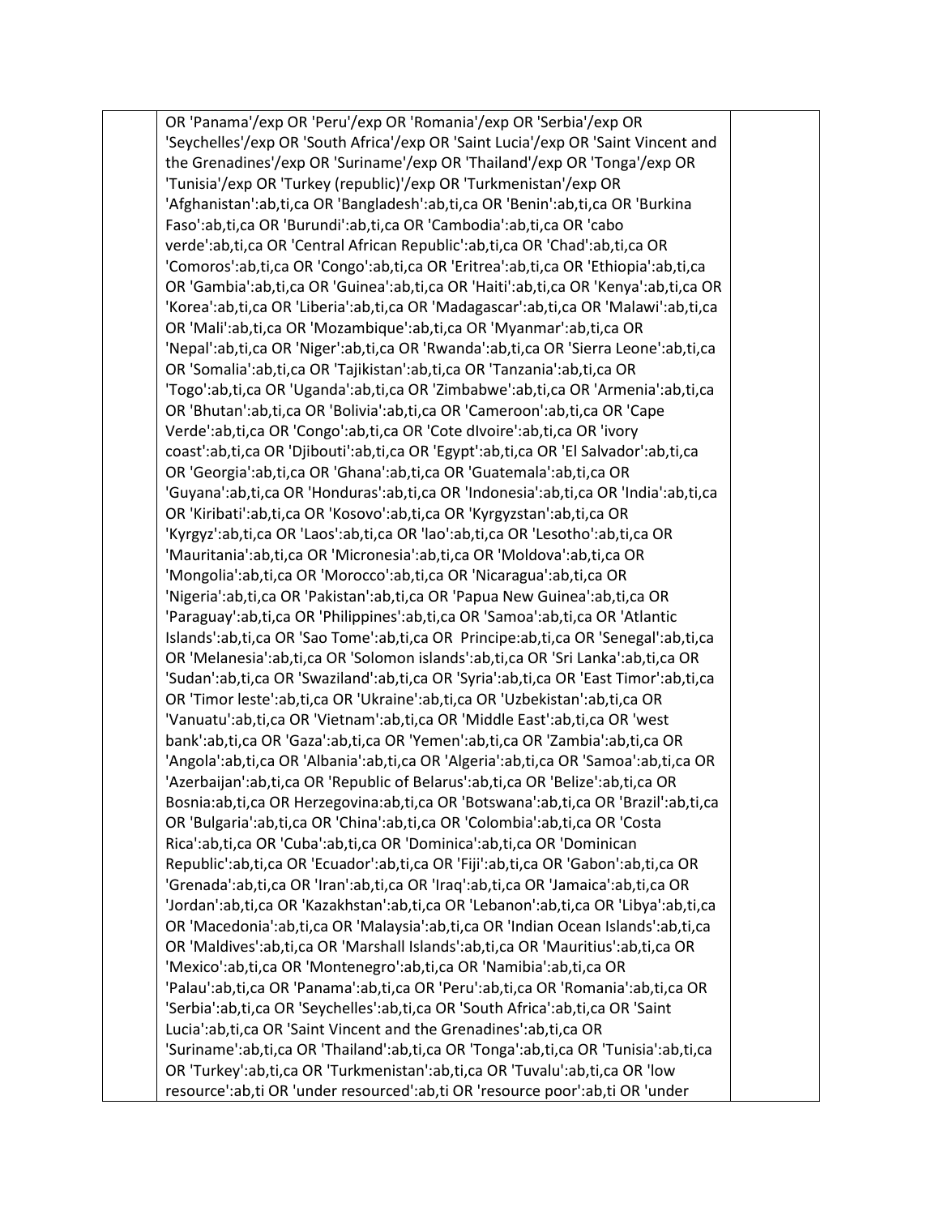| | | |
|---|---|---|
| | OR 'Panama'/exp OR 'Peru'/exp OR 'Romania'/exp OR 'Serbia'/exp OR 'Seychelles'/exp OR 'South Africa'/exp OR 'Saint Lucia'/exp OR 'Saint Vincent and the Grenadines'/exp OR 'Suriname'/exp OR 'Thailand'/exp OR 'Tonga'/exp OR 'Tunisia'/exp OR 'Turkey (republic)'/exp OR 'Turkmenistan'/exp OR 'Afghanistan':ab,ti,ca OR 'Bangladesh':ab,ti,ca OR 'Benin':ab,ti,ca OR 'Burkina Faso':ab,ti,ca OR 'Burundi':ab,ti,ca OR 'Cambodia':ab,ti,ca OR 'cabo verde':ab,ti,ca OR 'Central African Republic':ab,ti,ca OR 'Chad':ab,ti,ca OR 'Comoros':ab,ti,ca OR 'Congo':ab,ti,ca OR 'Eritrea':ab,ti,ca OR 'Ethiopia':ab,ti,ca OR 'Gambia':ab,ti,ca OR 'Guinea':ab,ti,ca OR 'Haiti':ab,ti,ca OR 'Kenya':ab,ti,ca OR 'Korea':ab,ti,ca OR 'Liberia':ab,ti,ca OR 'Madagascar':ab,ti,ca OR 'Malawi':ab,ti,ca OR 'Mali':ab,ti,ca OR 'Mozambique':ab,ti,ca OR 'Myanmar':ab,ti,ca OR 'Nepal':ab,ti,ca OR 'Niger':ab,ti,ca OR 'Rwanda':ab,ti,ca OR 'Sierra Leone':ab,ti,ca OR 'Somalia':ab,ti,ca OR 'Tajikistan':ab,ti,ca OR 'Tanzania':ab,ti,ca OR 'Togo':ab,ti,ca OR 'Uganda':ab,ti,ca OR 'Zimbabwe':ab,ti,ca OR 'Armenia':ab,ti,ca OR 'Bhutan':ab,ti,ca OR 'Bolivia':ab,ti,ca OR 'Cameroon':ab,ti,ca OR 'Cape Verde':ab,ti,ca OR 'Congo':ab,ti,ca OR 'Cote dIvoire':ab,ti,ca OR 'ivory coast':ab,ti,ca OR 'Djibouti':ab,ti,ca OR 'Egypt':ab,ti,ca OR 'El Salvador':ab,ti,ca OR 'Georgia':ab,ti,ca OR 'Ghana':ab,ti,ca OR 'Guatemala':ab,ti,ca OR 'Guyana':ab,ti,ca OR 'Honduras':ab,ti,ca OR 'Indonesia':ab,ti,ca OR 'India':ab,ti,ca OR 'Kiribati':ab,ti,ca OR 'Kosovo':ab,ti,ca OR 'Kyrgyzstan':ab,ti,ca OR 'Kyrgyz':ab,ti,ca OR 'Laos':ab,ti,ca OR 'lao':ab,ti,ca OR 'Lesotho':ab,ti,ca OR 'Mauritania':ab,ti,ca OR 'Micronesia':ab,ti,ca OR 'Moldova':ab,ti,ca OR 'Mongolia':ab,ti,ca OR 'Morocco':ab,ti,ca OR 'Nicaragua':ab,ti,ca OR 'Nigeria':ab,ti,ca OR 'Pakistan':ab,ti,ca OR 'Papua New Guinea':ab,ti,ca OR 'Paraguay':ab,ti,ca OR 'Philippines':ab,ti,ca OR 'Samoa':ab,ti,ca OR 'Atlantic Islands':ab,ti,ca OR 'Sao Tome':ab,ti,ca OR  Principe:ab,ti,ca OR 'Senegal':ab,ti,ca OR 'Melanesia':ab,ti,ca OR 'Solomon islands':ab,ti,ca OR 'Sri Lanka':ab,ti,ca OR 'Sudan':ab,ti,ca OR 'Swaziland':ab,ti,ca OR 'Syria':ab,ti,ca OR 'East Timor':ab,ti,ca OR 'Timor leste':ab,ti,ca OR 'Ukraine':ab,ti,ca OR 'Uzbekistan':ab,ti,ca OR 'Vanuatu':ab,ti,ca OR 'Vietnam':ab,ti,ca OR 'Middle East':ab,ti,ca OR 'west bank':ab,ti,ca OR 'Gaza':ab,ti,ca OR 'Yemen':ab,ti,ca OR 'Zambia':ab,ti,ca OR 'Angola':ab,ti,ca OR 'Albania':ab,ti,ca OR 'Algeria':ab,ti,ca OR 'Samoa':ab,ti,ca OR 'Azerbaijan':ab,ti,ca OR 'Republic of Belarus':ab,ti,ca OR 'Belize':ab,ti,ca OR Bosnia:ab,ti,ca OR Herzegovina:ab,ti,ca OR 'Botswana':ab,ti,ca OR 'Brazil':ab,ti,ca OR 'Bulgaria':ab,ti,ca OR 'China':ab,ti,ca OR 'Colombia':ab,ti,ca OR 'Costa Rica':ab,ti,ca OR 'Cuba':ab,ti,ca OR 'Dominica':ab,ti,ca OR 'Dominican Republic':ab,ti,ca OR 'Ecuador':ab,ti,ca OR 'Fiji':ab,ti,ca OR 'Gabon':ab,ti,ca OR 'Grenada':ab,ti,ca OR 'Iran':ab,ti,ca OR 'Iraq':ab,ti,ca OR 'Jamaica':ab,ti,ca OR 'Jordan':ab,ti,ca OR 'Kazakhstan':ab,ti,ca OR 'Lebanon':ab,ti,ca OR 'Libya':ab,ti,ca OR 'Macedonia':ab,ti,ca OR 'Malaysia':ab,ti,ca OR 'Indian Ocean Islands':ab,ti,ca OR 'Maldives':ab,ti,ca OR 'Marshall Islands':ab,ti,ca OR 'Mauritius':ab,ti,ca OR 'Mexico':ab,ti,ca OR 'Montenegro':ab,ti,ca OR 'Namibia':ab,ti,ca OR 'Palau':ab,ti,ca OR 'Panama':ab,ti,ca OR 'Peru':ab,ti,ca OR 'Romania':ab,ti,ca OR 'Serbia':ab,ti,ca OR 'Seychelles':ab,ti,ca OR 'South Africa':ab,ti,ca OR 'Saint Lucia':ab,ti,ca OR 'Saint Vincent and the Grenadines':ab,ti,ca OR 'Suriname':ab,ti,ca OR 'Thailand':ab,ti,ca OR 'Tonga':ab,ti,ca OR 'Tunisia':ab,ti,ca OR 'Turkey':ab,ti,ca OR 'Turkmenistan':ab,ti,ca OR 'Tuvalu':ab,ti,ca OR 'low resource':ab,ti OR 'under resourced':ab,ti OR 'resource poor':ab,ti OR 'under | |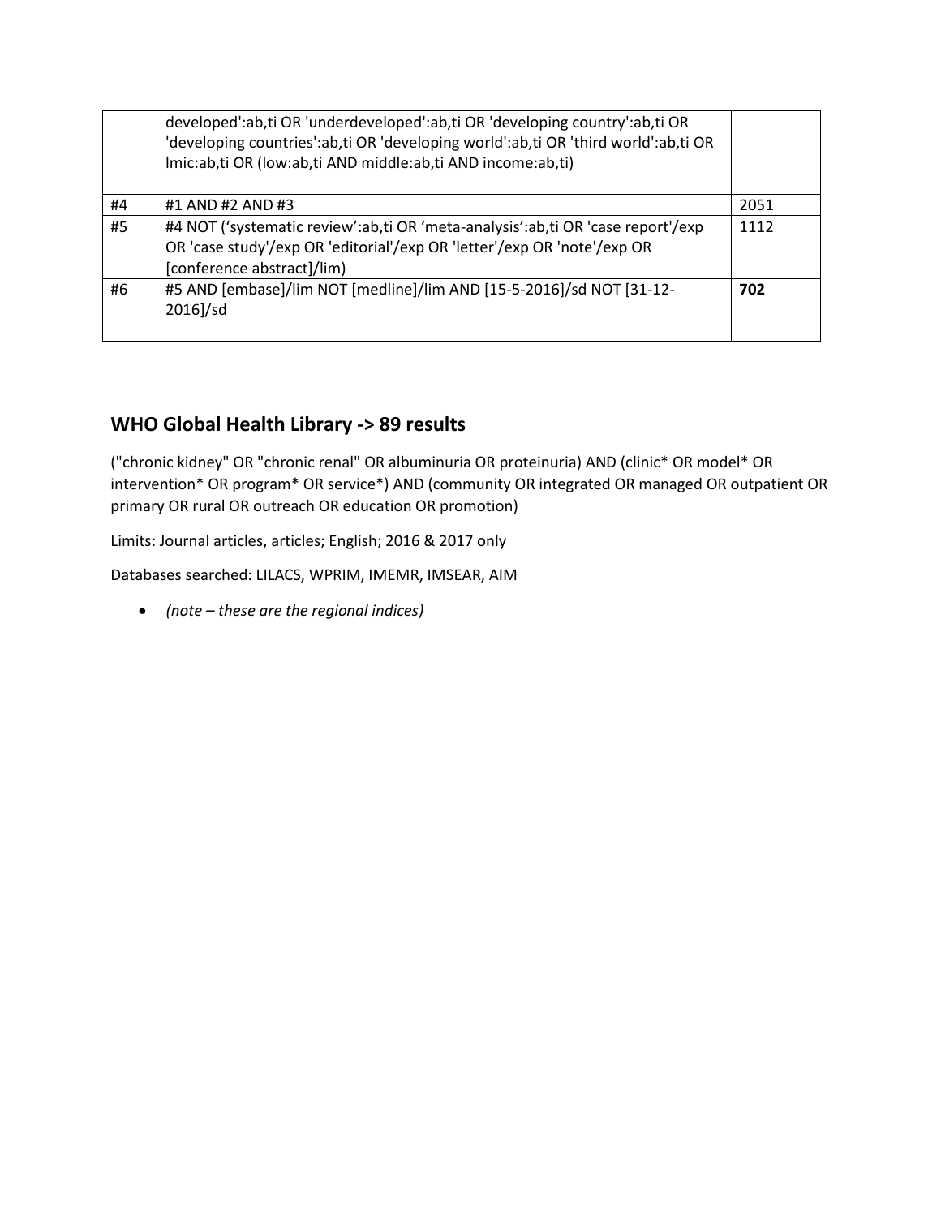| | | |
|---|---|---|
| | developed':ab,ti OR 'underdeveloped':ab,ti OR 'developing country':ab,ti OR 'developing countries':ab,ti OR 'developing world':ab,ti OR 'third world':ab,ti OR lmic:ab,ti OR (low:ab,ti AND middle:ab,ti AND income:ab,ti) | |
| #4 | #1 AND #2 AND #3 | 2051 |
| #5 | #4 NOT ('systematic review':ab,ti OR 'meta-analysis':ab,ti OR 'case report'/exp OR 'case study'/exp OR 'editorial'/exp OR 'letter'/exp OR 'note'/exp OR [conference abstract]/lim) | 1112 |
| #6 | #5 AND [embase]/lim NOT [medline]/lim AND [15-5-2016]/sd NOT [31-12-2016]/sd | **702** |

## WHO Global Health Library -> 89 results

("chronic kidney" OR "chronic renal" OR albuminuria OR proteinuria) AND (clinic* OR model* OR intervention* OR program* OR service*) AND (community OR integrated OR managed OR outpatient OR primary OR rural OR outreach OR education OR promotion)

Limits: Journal articles, articles; English; 2016 & 2017 only

Databases searched: LILACS, WPRIM, IMEMR, IMSEAR, AIM

- *(note – these are the regional indices)*